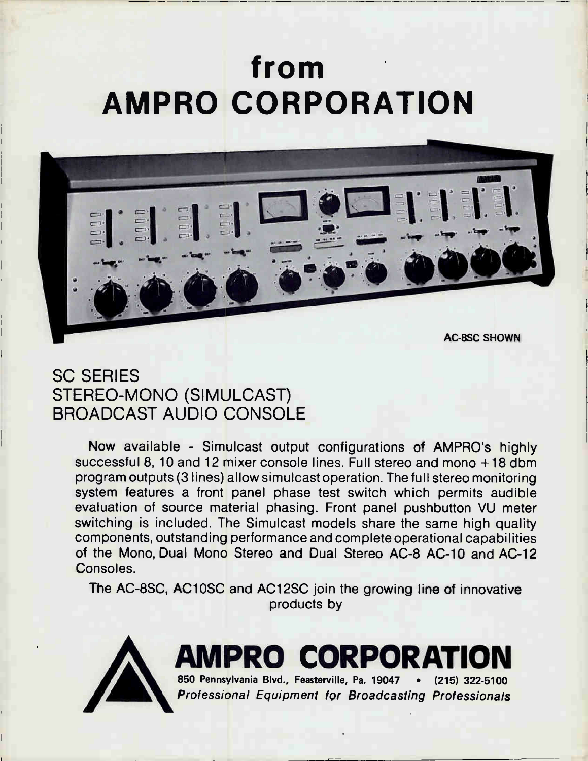# from
# AMPRO CORPORATION

AC-8SC SHOWN

## SC SERIES
## STEREO-MONO (SIMULCAST)
## BROADCAST AUDIO CONSOLE

Now available - Simulcast output configurations of AMPRO's highly successful 8, 10 and 12 mixer console lines. Full stereo and mono +18 dbm program outputs (3 lines) allow simulcast operation. The full stereo monitoring system features a front panel phase test switch which permits audible evaluation of source material phasing. Front panel pushbutton VU meter switching is included. The Simulcast models share the same high quality components, outstanding performance and complete operational capabilities of the Mono, Dual Mono Stereo and Dual Stereo AC-8 AC-10 and AC-12 Consoles.

The AC-8SC, AC10SC and AC12SC join the growing line of innovative products by

# AMPRO CORPORATION

**850 Pennsylvania Blvd., Feasterville, Pa. 19047 • (215) 322-5100**

***Professional Equipment for Broadcasting Professionals***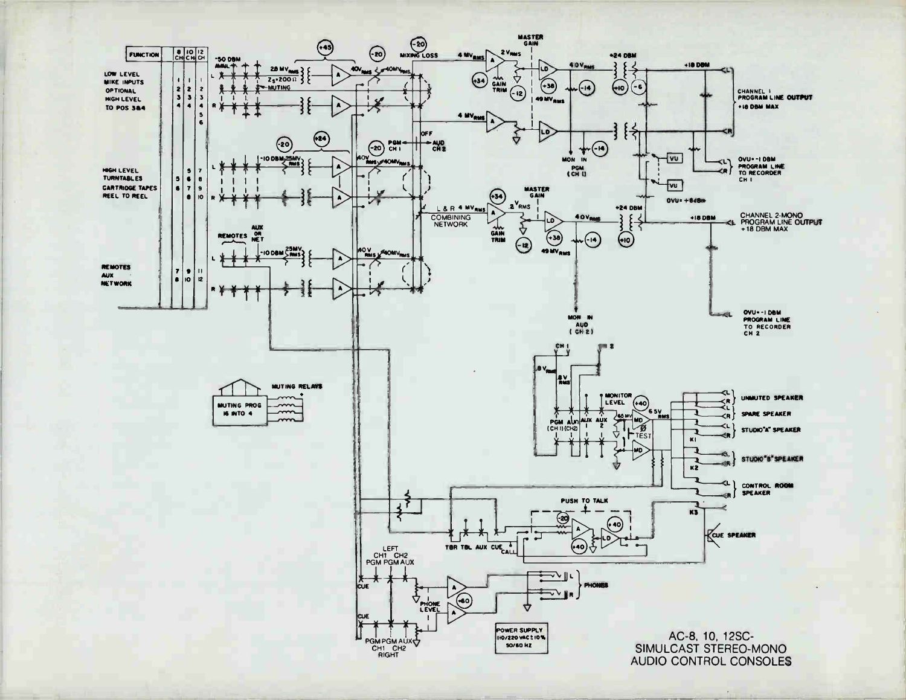| FUNCTION | 8 CH | 10 CH | 12 CH |
|---|---|---|---|
| LOW LEVEL MIKE INPUTS | 1 | 1 | 1 |
| | 2 | 2 | 2 |
| OPTIONAL HIGH LEVEL TO POS 3&4 | 3 | 3 | 3 |
| | 4 | 4 | 4 |
| | | | 5 |
| | | | 6 |
| HIGH LEVEL TURNTABLES | | 5 | 7 |
| CARTRIDGE TAPES | 5 | 6 | 8 |
| REEL TO REEL | 6 | 7 | 9 |
| | | 8 | 10 |
| REMOTES AUX | 7 | 9 | 11 |
| NETWORK | 8 | 10 | 12 |

AC-8, 10, 12SC-
SIMULCAST STEREO-MONO
AUDIO CONTROL CONSOLES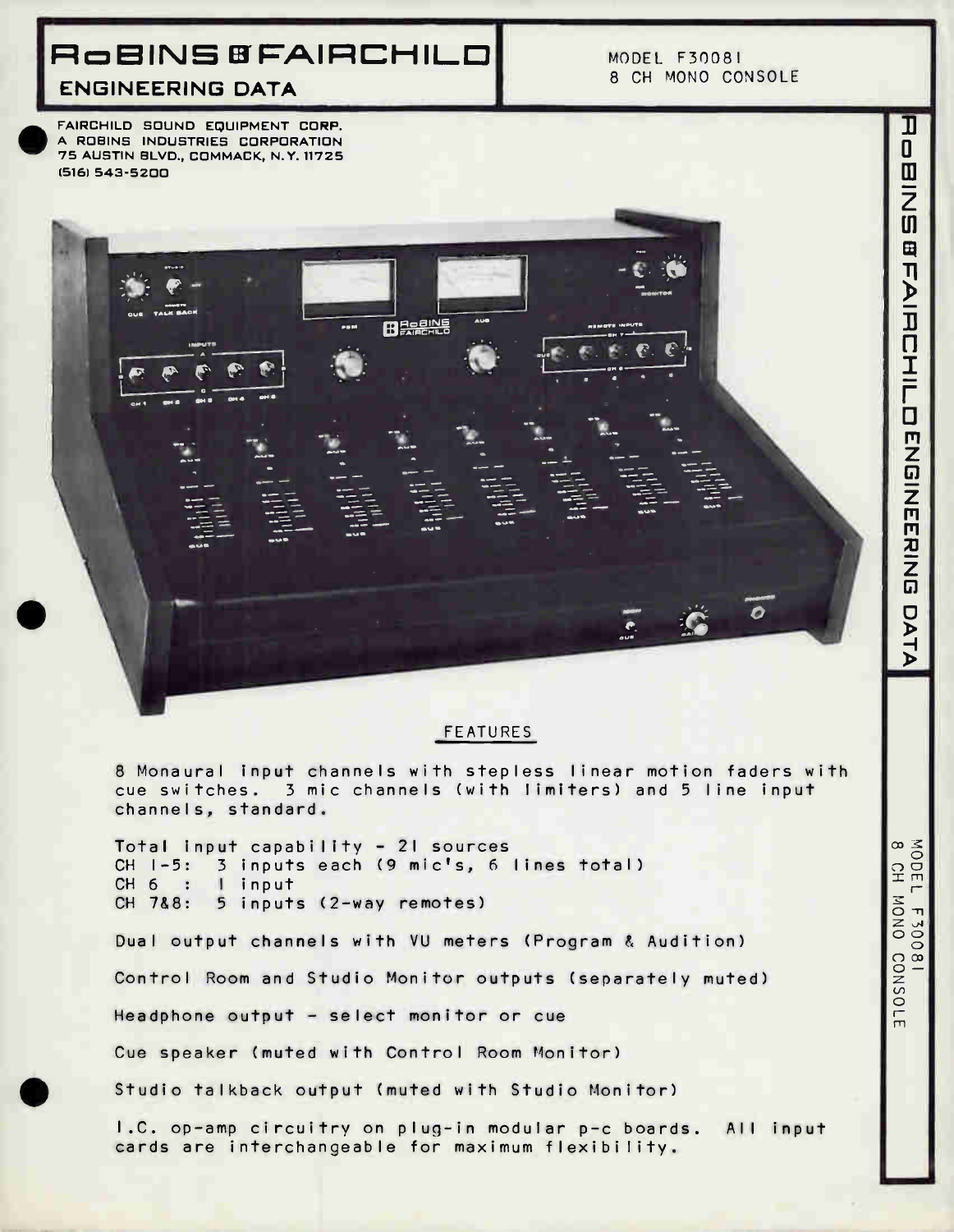# RoBINS & FAIRCHILD
## ENGINEERING DATA

MODEL F30081
8 CH MONO CONSOLE

FAIRCHILD SOUND EQUIPMENT CORP.
A ROBINS INDUSTRIES CORPORATION
75 AUSTIN BLVD., COMMACK, N.Y. 11725
(516) 543-5200

## FEATURES

8 Monaural input channels with stepless linear motion faders with cue switches. 3 mic channels (with limiters) and 5 line input channels, standard.

Total input capability - 21 sources
CH 1-5: 3 inputs each (9 mic's, 6 lines total)
CH 6 : 1 input
CH 7&8: 5 inputs (2-way remotes)

Dual output channels with VU meters (Program & Audition)

Control Room and Studio Monitor outputs (separately muted)

Headphone output - select monitor or cue

Cue speaker (muted with Control Room Monitor)

Studio talkback output (muted with Studio Monitor)

I.C. op-amp circuitry on plug-in modular p-c boards. All input cards are interchangeable for maximum flexibility.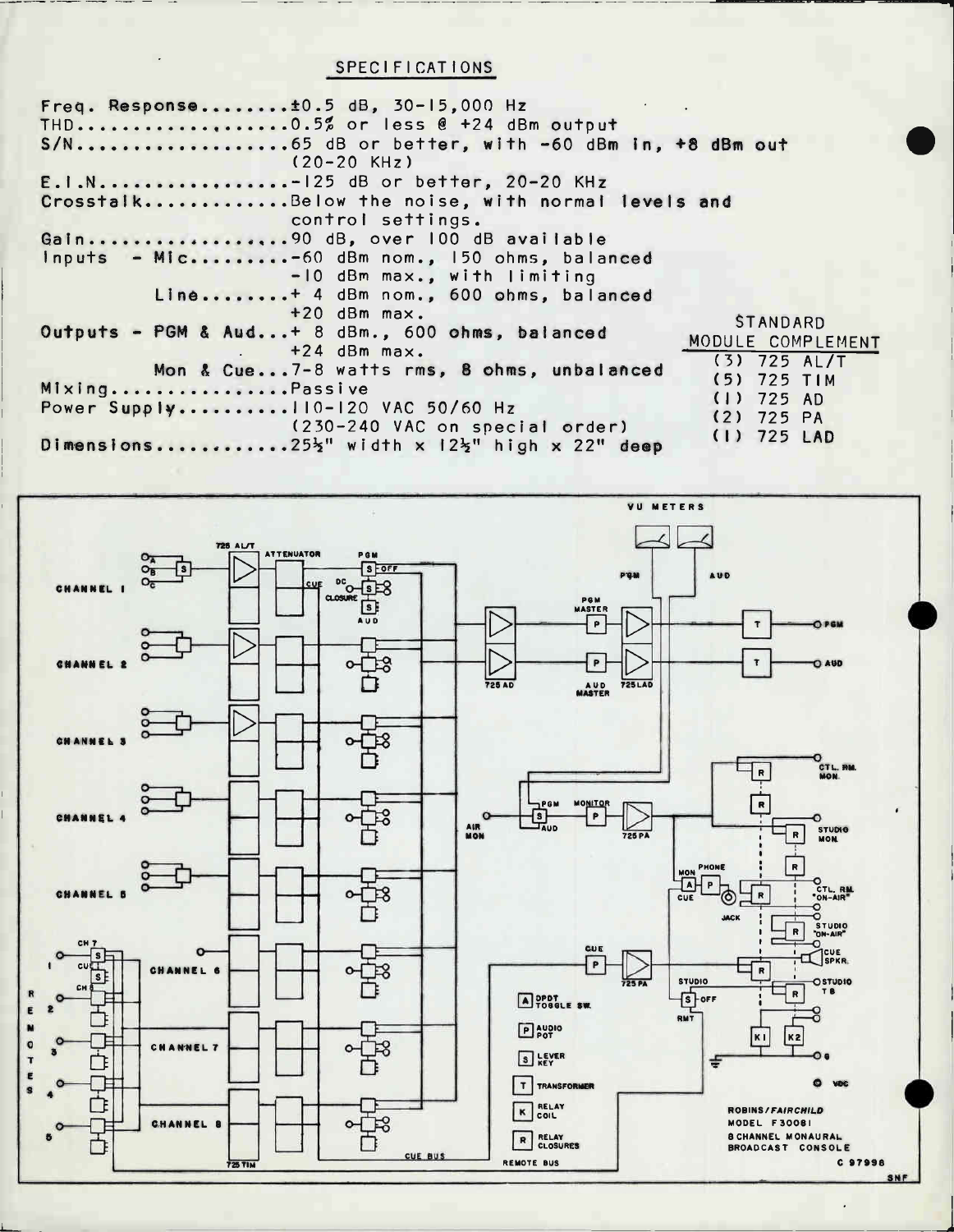## SPECIFICATIONS

| | |
|---|---|
| Freq. Response | ±0.5 dB, 30-15,000 Hz |
| THD | 0.5% or less @ +24 dBm output |
| S/N | 65 dB or better, with -60 dBm in, +8 dBm out (20-20 KHz) |
| E.I.N. | -125 dB or better, 20-20 KHz |
| Crosstalk | Below the noise, with normal levels and control settings. |
| Gain | 90 dB, over 100 dB available |
| Inputs - Mic | -60 dBm nom., 150 ohms, balanced -10 dBm max., with limiting |
| Line | + 4 dBm nom., 600 ohms, balanced +20 dBm max. |
| Outputs - PGM & Aud | + 8 dBm., 600 ohms, balanced +24 dBm max. |
| Mon & Cue | 7-8 watts rms, 8 ohms, unbalanced |
| Mixing | Passive |
| Power Supply | 110-120 VAC 50/60 Hz (230-240 VAC on special order) |
| Dimensions | 25½" width x 12½" high x 22" deep |

**STANDARD MODULE COMPLEMENT**

- (3) 725 AL/T
- (5) 725 TIM
- (1) 725 AD
- (2) 725 PA
- (1) 725 LAD

VU METERS
PGM
AUD
725 AL/T
ATTENUATOR
PGM
OFF
CUE
DC CLOSURE
AUD
CHANNEL 1
CHANNEL 2
CHANNEL 3
CHANNEL 4
CHANNEL 5
CHANNEL 6
CHANNEL 7
CHANNEL 8
CH 7
CUE
CH 8
REMOTES
1
2
3
4
5
725 TIM
CUE BUS
REMOTE BUS
PGM MASTER
AUD MASTER
725 AD
725 LAD
PGM
AUD
AIR MON
PGM
AUD
MONITOR
725 PA
CTL. RM. MON.
STUDIO MON.
MON
CUE
PHONE
JACK
CTL. RM. "ON-AIR"
STUDIO "ON-AIR"
CUE
725 PA
CUE SPKR.
STUDIO
OFF
RMT
STUDIO TB
K1
K2
6
VDC

A DPDT TOGGLE SW.
P AUDIO POT
S LEVER KEY
T TRANSFORMER
K RELAY COIL
R RELAY CLOSURES

ROBINS/*FAIRCHILD*
MODEL F 30081
8 CHANNEL MONAURAL BROADCAST CONSOLE
C 97998
SNF